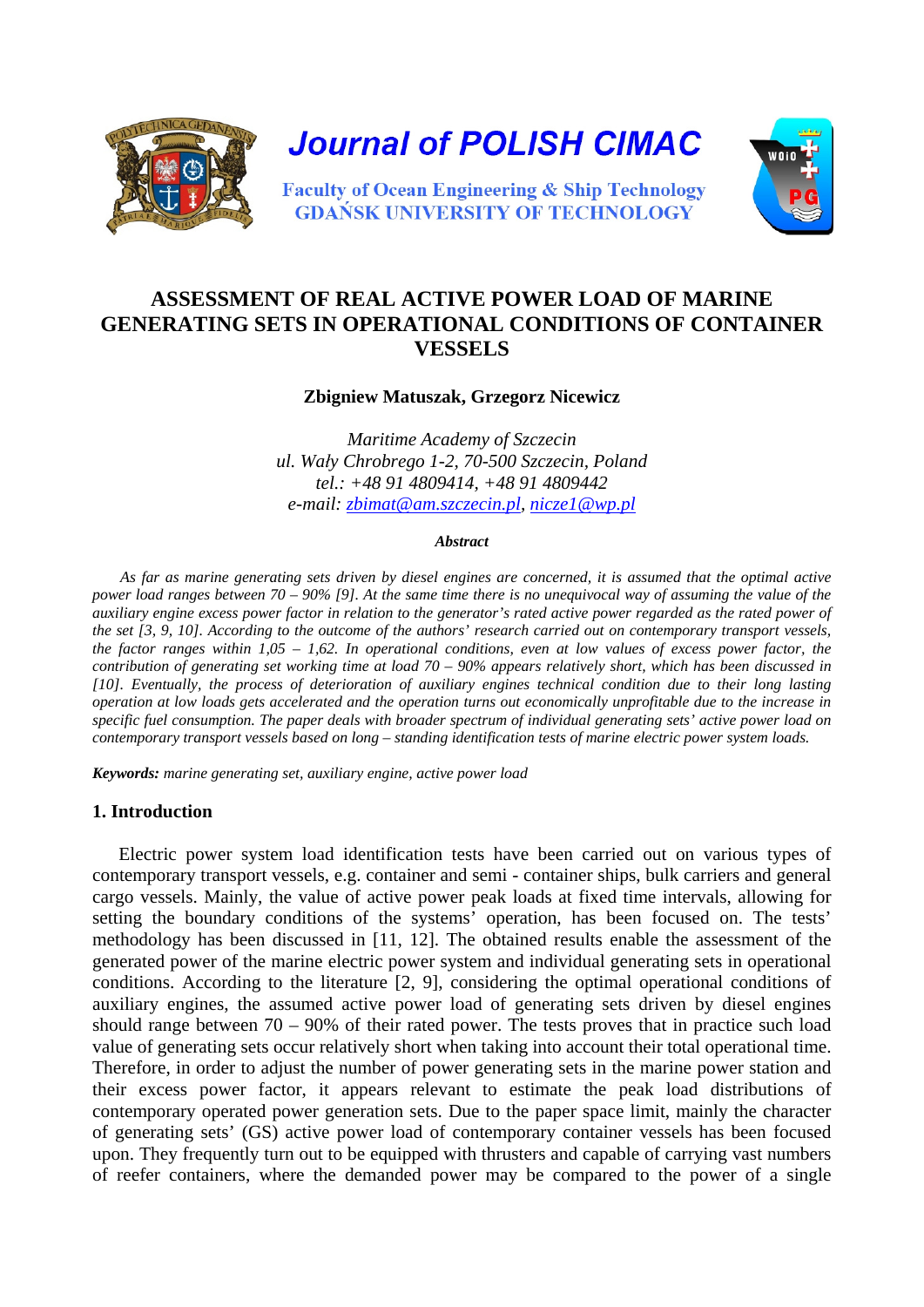Journal of POLISH CIMAC

Faculty of Ocean Engineering & Ship Technology
GDAŃSK UNIVERSITY OF TECHNOLOGY

# ASSESSMENT OF REAL ACTIVE POWER LOAD OF MARINE GENERATING SETS IN OPERATIONAL CONDITIONS OF CONTAINER VESSELS

**Zbigniew Matuszak, Grzegorz Nicewicz**

*Maritime Academy of Szczecin*
*ul. Wały Chrobrego 1-2, 70-500 Szczecin, Poland*
*tel.: +48 91 4809414, +48 91 4809442*
*e-mail: zbimat@am.szczecin.pl, nicze1@wp.pl*

***Abstract***

*As far as marine generating sets driven by diesel engines are concerned, it is assumed that the optimal active power load ranges between 70 – 90% [9]. At the same time there is no unequivocal way of assuming the value of the auxiliary engine excess power factor in relation to the generator's rated active power regarded as the rated power of the set [3, 9, 10]. According to the outcome of the authors' research carried out on contemporary transport vessels, the factor ranges within 1,05 – 1,62. In operational conditions, even at low values of excess power factor, the contribution of generating set working time at load 70 – 90% appears relatively short, which has been discussed in [10]. Eventually, the process of deterioration of auxiliary engines technical condition due to their long lasting operation at low loads gets accelerated and the operation turns out economically unprofitable due to the increase in specific fuel consumption. The paper deals with broader spectrum of individual generating sets' active power load on contemporary transport vessels based on long – standing identification tests of marine electric power system loads.*

***Keywords:*** *marine generating set, auxiliary engine, active power load*

## 1. Introduction

Electric power system load identification tests have been carried out on various types of contemporary transport vessels, e.g. container and semi - container ships, bulk carriers and general cargo vessels. Mainly, the value of active power peak loads at fixed time intervals, allowing for setting the boundary conditions of the systems' operation, has been focused on. The tests' methodology has been discussed in [11, 12]. The obtained results enable the assessment of the generated power of the marine electric power system and individual generating sets in operational conditions. According to the literature [2, 9], considering the optimal operational conditions of auxiliary engines, the assumed active power load of generating sets driven by diesel engines should range between 70 – 90% of their rated power. The tests proves that in practice such load value of generating sets occur relatively short when taking into account their total operational time. Therefore, in order to adjust the number of power generating sets in the marine power station and their excess power factor, it appears relevant to estimate the peak load distributions of contemporary operated power generation sets. Due to the paper space limit, mainly the character of generating sets' (GS) active power load of contemporary container vessels has been focused upon. They frequently turn out to be equipped with thrusters and capable of carrying vast numbers of reefer containers, where the demanded power may be compared to the power of a single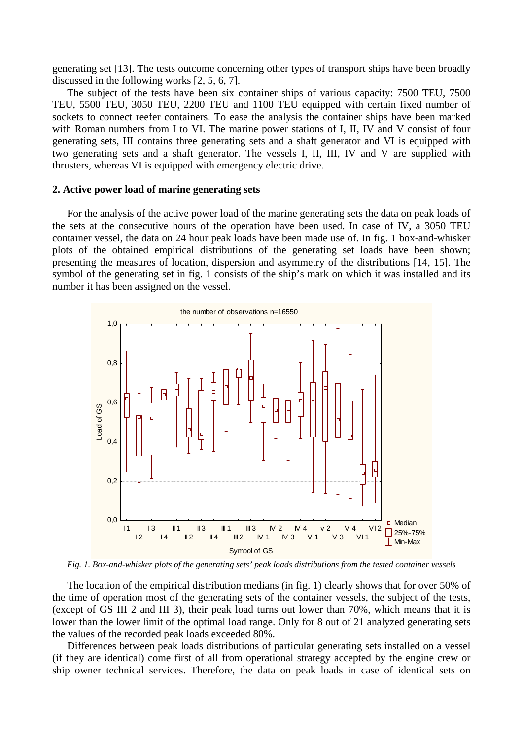generating set [13]. The tests outcome concerning other types of transport ships have been broadly discussed in the following works [2, 5, 6, 7].

The subject of the tests have been six container ships of various capacity: 7500 TEU, 7500 TEU, 5500 TEU, 3050 TEU, 2200 TEU and 1100 TEU equipped with certain fixed number of sockets to connect reefer containers. To ease the analysis the container ships have been marked with Roman numbers from I to VI. The marine power stations of I, II, IV and V consist of four generating sets, III contains three generating sets and a shaft generator and VI is equipped with two generating sets and a shaft generator. The vessels I, II, III, IV and V are supplied with thrusters, whereas VI is equipped with emergency electric drive.

## 2. Active power load of marine generating sets

For the analysis of the active power load of the marine generating sets the data on peak loads of the sets at the consecutive hours of the operation have been used. In case of IV, a 3050 TEU container vessel, the data on 24 hour peak loads have been made use of. In fig. 1 box-and-whisker plots of the obtained empirical distributions of the generating set loads have been shown; presenting the measures of location, dispersion and asymmetry of the distributions [14, 15]. The symbol of the generating set in fig. 1 consists of the ship's mark on which it was installed and its number it has been assigned on the vessel.

*Fig. 1. Box-and-whisker plots of the generating sets' peak loads distributions from the tested container vessels*

The location of the empirical distribution medians (in fig. 1) clearly shows that for over 50% of the time of operation most of the generating sets of the container vessels, the subject of the tests, (except of GS III 2 and III 3), their peak load turns out lower than 70%, which means that it is lower than the lower limit of the optimal load range. Only for 8 out of 21 analyzed generating sets the values of the recorded peak loads exceeded 80%.

Differences between peak loads distributions of particular generating sets installed on a vessel (if they are identical) come first of all from operational strategy accepted by the engine crew or ship owner technical services. Therefore, the data on peak loads in case of identical sets on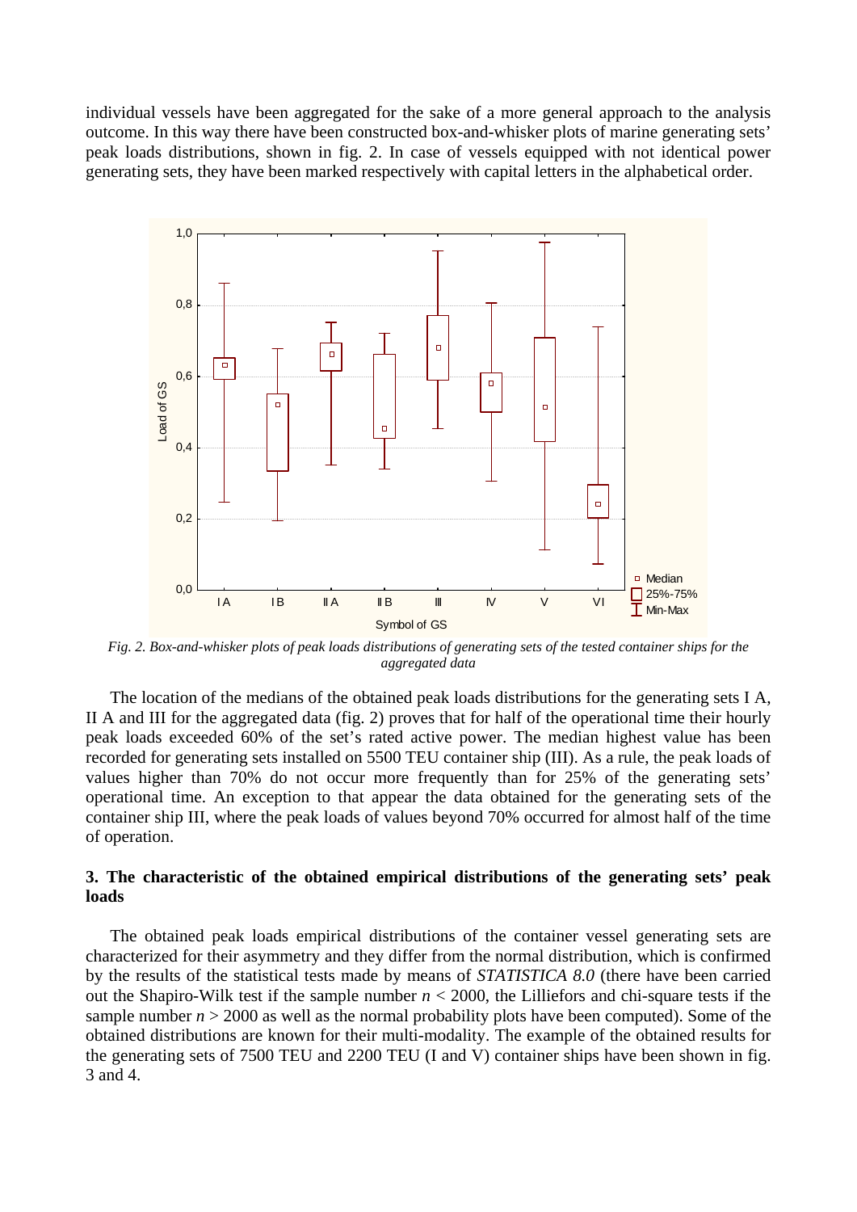individual vessels have been aggregated for the sake of a more general approach to the analysis outcome. In this way there have been constructed box-and-whisker plots of marine generating sets' peak loads distributions, shown in fig. 2. In case of vessels equipped with not identical power generating sets, they have been marked respectively with capital letters in the alphabetical order.

*Fig. 2. Box-and-whisker plots of peak loads distributions of generating sets of the tested container ships for the aggregated data*

The location of the medians of the obtained peak loads distributions for the generating sets I A, II A and III for the aggregated data (fig. 2) proves that for half of the operational time their hourly peak loads exceeded 60% of the set's rated active power. The median highest value has been recorded for generating sets installed on 5500 TEU container ship (III). As a rule, the peak loads of values higher than 70% do not occur more frequently than for 25% of the generating sets' operational time. An exception to that appear the data obtained for the generating sets of the container ship III, where the peak loads of values beyond 70% occurred for almost half of the time of operation.

### 3. The characteristic of the obtained empirical distributions of the generating sets' peak loads

The obtained peak loads empirical distributions of the container vessel generating sets are characterized for their asymmetry and they differ from the normal distribution, which is confirmed by the results of the statistical tests made by means of *STATISTICA 8.0* (there have been carried out the Shapiro-Wilk test if the sample number $n < 2000$, the Lilliefors and chi-square tests if the sample number $n > 2000$ as well as the normal probability plots have been computed). Some of the obtained distributions are known for their multi-modality. The example of the obtained results for the generating sets of 7500 TEU and 2200 TEU (I and V) container ships have been shown in fig. 3 and 4.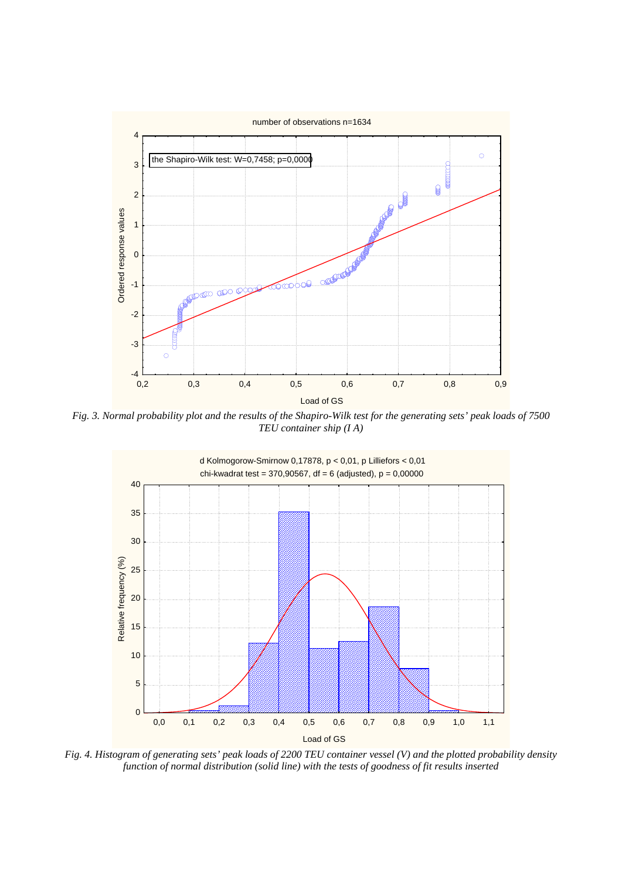*Fig. 3. Normal probability plot and the results of the Shapiro-Wilk test for the generating sets' peak loads of 7500 TEU container ship (I A)*

*Fig. 4. Histogram of generating sets' peak loads of 2200 TEU container vessel (V) and the plotted probability density function of normal distribution (solid line) with the tests of goodness of fit results inserted*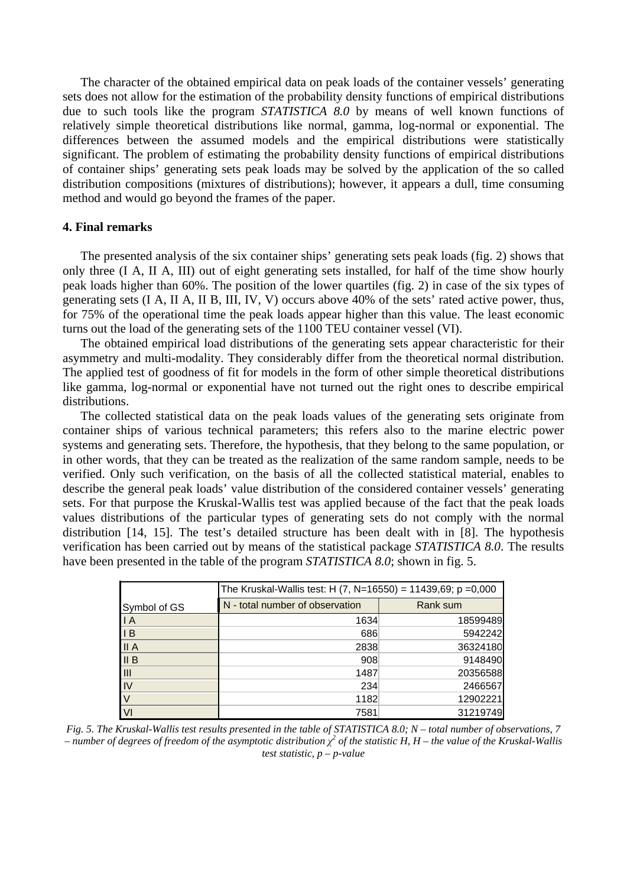The character of the obtained empirical data on peak loads of the container vessels' generating sets does not allow for the estimation of the probability density functions of empirical distributions due to such tools like the program *STATISTICA 8.0* by means of well known functions of relatively simple theoretical distributions like normal, gamma, log-normal or exponential. The differences between the assumed models and the empirical distributions were statistically significant. The problem of estimating the probability density functions of empirical distributions of container ships' generating sets peak loads may be solved by the application of the so called distribution compositions (mixtures of distributions); however, it appears a dull, time consuming method and would go beyond the frames of the paper.

## 4. Final remarks

The presented analysis of the six container ships' generating sets peak loads (fig. 2) shows that only three (I A, II A, III) out of eight generating sets installed, for half of the time show hourly peak loads higher than 60%. The position of the lower quartiles (fig. 2) in case of the six types of generating sets (I A, II A, II B, III, IV, V) occurs above 40% of the sets' rated active power, thus, for 75% of the operational time the peak loads appear higher than this value. The least economic turns out the load of the generating sets of the 1100 TEU container vessel (VI).

The obtained empirical load distributions of the generating sets appear characteristic for their asymmetry and multi-modality. They considerably differ from the theoretical normal distribution. The applied test of goodness of fit for models in the form of other simple theoretical distributions like gamma, log-normal or exponential have not turned out the right ones to describe empirical distributions.

The collected statistical data on the peak loads values of the generating sets originate from container ships of various technical parameters; this refers also to the marine electric power systems and generating sets. Therefore, the hypothesis, that they belong to the same population, or in other words, that they can be treated as the realization of the same random sample, needs to be verified. Only such verification, on the basis of all the collected statistical material, enables to describe the general peak loads' value distribution of the considered container vessels' generating sets. For that purpose the Kruskal-Wallis test was applied because of the fact that the peak loads values distributions of the particular types of generating sets do not comply with the normal distribution [14, 15]. The test's detailed structure has been dealt with in [8]. The hypothesis verification has been carried out by means of the statistical package *STATISTICA 8.0*. The results have been presented in the table of the program *STATISTICA 8.0*; shown in fig. 5.

| | The Kruskal-Wallis test: H (7, N=16550) = 11439,69; p =0,000 | |
|---|---|---|
| Symbol of GS | N - total number of observation | Rank sum |
| I A | 1634 | 18599489 |
| I B | 686 | 5942242 |
| II A | 2838 | 36324180 |
| II B | 908 | 9148490 |
| III | 1487 | 20356588 |
| IV | 234 | 2466567 |
| V | 1182 | 12902221 |
| VI | 7581 | 31219749 |

*Fig. 5. The Kruskal-Wallis test results presented in the table of STATISTICA 8.0; N – total number of observations, 7 – number of degrees of freedom of the asymptotic distribution $\chi^2$ of the statistic H, H – the value of the Kruskal-Wallis test statistic, p – p-value*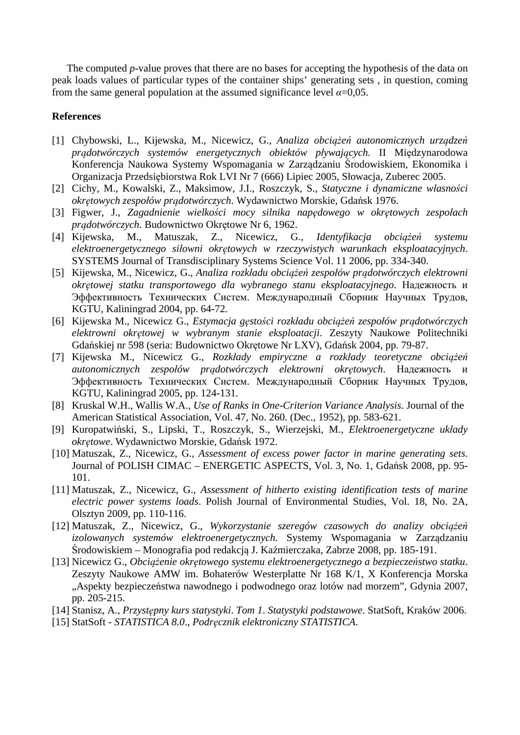The computed *p*-value proves that there are no bases for accepting the hypothesis of the data on peak loads values of particular types of the container ships' generating sets , in question, coming from the same general population at the assumed significance level $\alpha$=0,05.

**References**

[1] Chybowski, L., Kijewska, M., Nicewicz, G., *Analiza obciążeń autonomicznych urządzeń prądotwórczych systemów energetycznych obiektów pływających.* II Międzynarodowa Konferencja Naukowa Systemy Wspomagania w Zarządzaniu Środowiskiem, Ekonomika i Organizacja Przedsiębiorstwa Rok LVI Nr 7 (666) Lipiec 2005, Słowacja, Zuberec 2005.

[2] Cichy, M., Kowalski, Z., Maksimow, J.I., Roszczyk, S., *Statyczne i dynamiczne własności okrętowych zespołów prądotwórczych*. Wydawnictwo Morskie, Gdańsk 1976.

[3] Figwer, J., *Zagadnienie wielkości mocy silnika napędowego w okrętowych zespołach prądotwórczych*. Budownictwo Okrętowe Nr 6, 1962.

[4] Kijewska, M., Matuszak, Z., Nicewicz, G., *Identyfikacja obciążeń systemu elektroenergetycznego siłowni okrętowych w rzeczywistych warunkach eksploatacyjnych*. SYSTEMS Journal of Transdisciplinary Systems Science Vol. 11 2006, pp. 334-340.

[5] Kijewska, M., Nicewicz, G., *Analiza rozkładu obciążeń zespołów prądotwórczych elektrowni okrętowej statku transportowego dla wybranego stanu eksploatacyjnego.* Надежность и Эффективность Технических Систем. Международный Сборник Научных Трудов, KGTU, Kaliningrad 2004, pp. 64-72.

[6] Kijewska M., Nicewicz G., *Estymacja gęstości rozkładu obciążeń zespołów prądotwórczych elektrowni okrętowej w wybranym stanie eksploatacji*. Zeszyty Naukowe Politechniki Gdańskiej nr 598 (seria: Budownictwo Okrętowe Nr LXV), Gdańsk 2004, pp. 79-87.

[7] Kijewska M., Nicewicz G., *Rozkłady empiryczne a rozkłady teoretyczne obciążeń autonomicznych zespołów prądotwórczych elektrowni okrętowych*. Надежность и Эффективность Технических Систем. Международный Сборник Научных Трудов, KGTU, Kaliningrad 2005, pp. 124-131.

[8] Kruskal W.H., Wallis W.A., *Use of Ranks in One-Criterion Variance Analysis*. Journal of the American Statistical Association, Vol. 47, No. 260. (Dec., 1952), pp. 583-621.

[9] Kuropatwiński, S., Lipski, T., Roszczyk, S., Wierzejski, M., *Elektroenergetyczne układy okrętowe*. Wydawnictwo Morskie, Gdańsk 1972.

[10] Matuszak, Z., Nicewicz, G., *Assessment of excess power factor in marine generating sets*. Journal of POLISH CIMAC – ENERGETIC ASPECTS, Vol. 3, No. 1, Gdańsk 2008, pp. 95-101.

[11] Matuszak, Z., Nicewicz, G., *Assessment of hitherto existing identification tests of marine electric power systems loads*. Polish Journal of Environmental Studies, Vol. 18, No. 2A, Olsztyn 2009, pp. 110-116.

[12] Matuszak, Z., Nicewicz, G., *Wykorzystanie szeregów czasowych do analizy obciążeń izolowanych systemów elektroenergetycznych.* Systemy Wspomagania w Zarządzaniu Środowiskiem – Monografia pod redakcją J. Kaźmierczaka, Zabrze 2008, pp. 185-191.

[13] Nicewicz G., *Obciążenie okrętowego systemu elektroenergetycznego a bezpieczeństwo statku*. Zeszyty Naukowe AMW im. Bohaterów Westerplatte Nr 168 K/1, X Konferencja Morska „Aspekty bezpieczeństwa nawodnego i podwodnego oraz lotów nad morzem", Gdynia 2007, pp. 205-215.

[14] Stanisz, A., *Przystępny kurs statystyki*. *Tom 1*. *Statystyki podstawowe*. StatSoft, Kraków 2006.

[15] StatSoft - *STATISTICA 8.0*., *Podręcznik elektroniczny STATISTICA*.